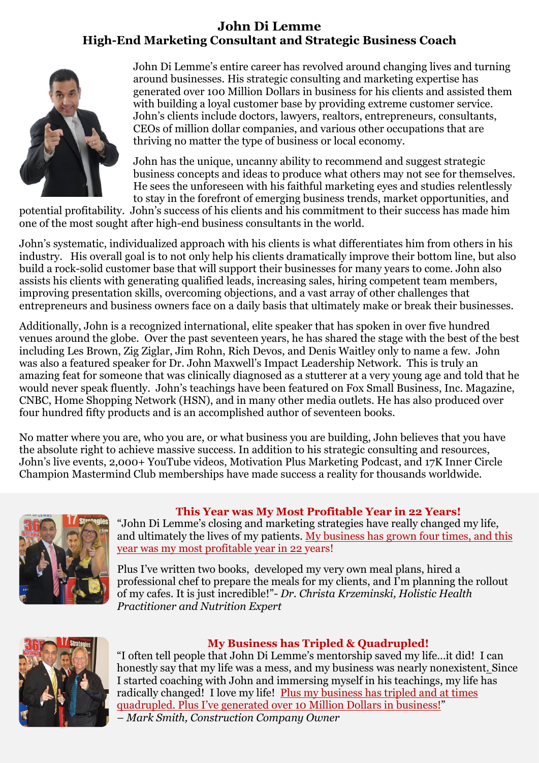# John Di Lemme
## High-End Marketing Consultant and Strategic Business Coach

John Di Lemme's entire career has revolved around changing lives and turning around businesses. His strategic consulting and marketing expertise has generated over 100 Million Dollars in business for his clients and assisted them with building a loyal customer base by providing extreme customer service. John's clients include doctors, lawyers, realtors, entrepreneurs, consultants, CEOs of million dollar companies, and various other occupations that are thriving no matter the type of business or local economy.

John has the unique, uncanny ability to recommend and suggest strategic business concepts and ideas to produce what others may not see for themselves. He sees the unforeseen with his faithful marketing eyes and studies relentlessly to stay in the forefront of emerging business trends, market opportunities, and potential profitability. John's success of his clients and his commitment to their success has made him one of the most sought after high-end business consultants in the world.

John's systematic, individualized approach with his clients is what differentiates him from others in his industry. His overall goal is to not only help his clients dramatically improve their bottom line, but also build a rock-solid customer base that will support their businesses for many years to come. John also assists his clients with generating qualified leads, increasing sales, hiring competent team members, improving presentation skills, overcoming objections, and a vast array of other challenges that entrepreneurs and business owners face on a daily basis that ultimately make or break their businesses.

Additionally, John is a recognized international, elite speaker that has spoken in over five hundred venues around the globe. Over the past seventeen years, he has shared the stage with the best of the best including Les Brown, Zig Ziglar, Jim Rohn, Rich Devos, and Denis Waitley only to name a few. John was also a featured speaker for Dr. John Maxwell's Impact Leadership Network. This is truly an amazing feat for someone that was clinically diagnosed as a stutterer at a very young age and told that he would never speak fluently. John's teachings have been featured on Fox Small Business, Inc. Magazine, CNBC, Home Shopping Network (HSN), and in many other media outlets. He has also produced over four hundred fifty products and is an accomplished author of seventeen books.

No matter where you are, who you are, or what business you are building, John believes that you have the absolute right to achieve massive success. In addition to his strategic consulting and resources, John's live events, 2,000+ YouTube videos, Motivation Plus Marketing Podcast, and 17K Inner Circle Champion Mastermind Club memberships have made success a reality for thousands worldwide.

### This Year was My Most Profitable Year in 22 Years!

"John Di Lemme's closing and marketing strategies have really changed my life, and ultimately the lives of my patients. My business has grown four times, and this year was my most profitable year in 22 years!

Plus I've written two books, developed my very own meal plans, hired a professional chef to prepare the meals for my clients, and I'm planning the rollout of my cafes. It is just incredible!"- *Dr. Christa Krzeminski, Holistic Health Practitioner and Nutrition Expert*

### My Business has Tripled & Quadrupled!

"I often tell people that John Di Lemme's mentorship saved my life…it did! I can honestly say that my life was a mess, and my business was nearly nonexistent. Since I started coaching with John and immersing myself in his teachings, my life has radically changed! I love my life! Plus my business has tripled and at times quadrupled. Plus I've generated over 10 Million Dollars in business!"

*– Mark Smith, Construction Company Owner*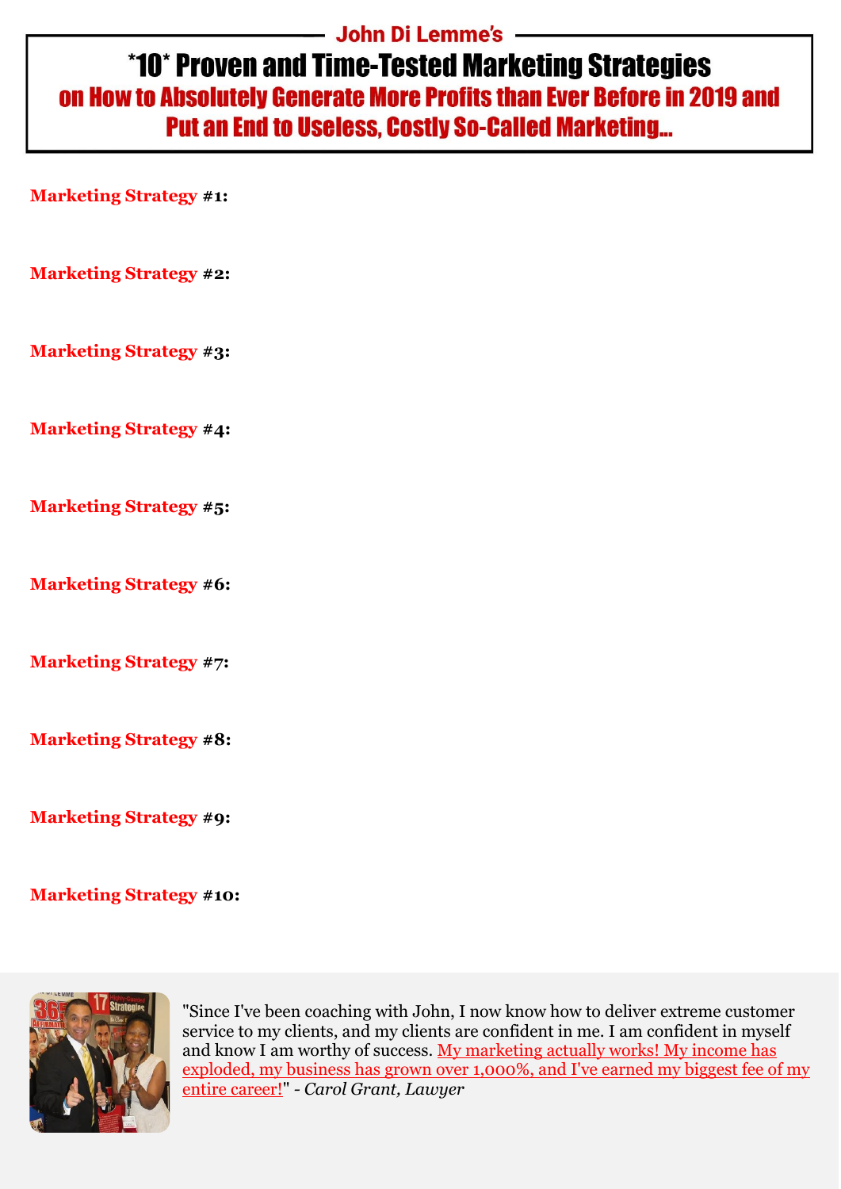John Di Lemme's

# *10* Proven and Time-Tested Marketing Strategies

## on How to Absolutely Generate More Profits than Ever Before in 2019 and Put an End to Useless, Costly So-Called Marketing...

**Marketing Strategy #1:**

**Marketing Strategy #2:**

**Marketing Strategy #3:**

**Marketing Strategy #4:**

**Marketing Strategy #5:**

**Marketing Strategy #6:**

**Marketing Strategy #7:**

**Marketing Strategy #8:**

**Marketing Strategy #9:**

**Marketing Strategy #10:**

"Since I've been coaching with John, I now know how to deliver extreme customer service to my clients, and my clients are confident in me. I am confident in myself and know I am worthy of success. My marketing actually works! My income has exploded, my business has grown over 1,000%, and I've earned my biggest fee of my entire career!" - *Carol Grant, Lawyer*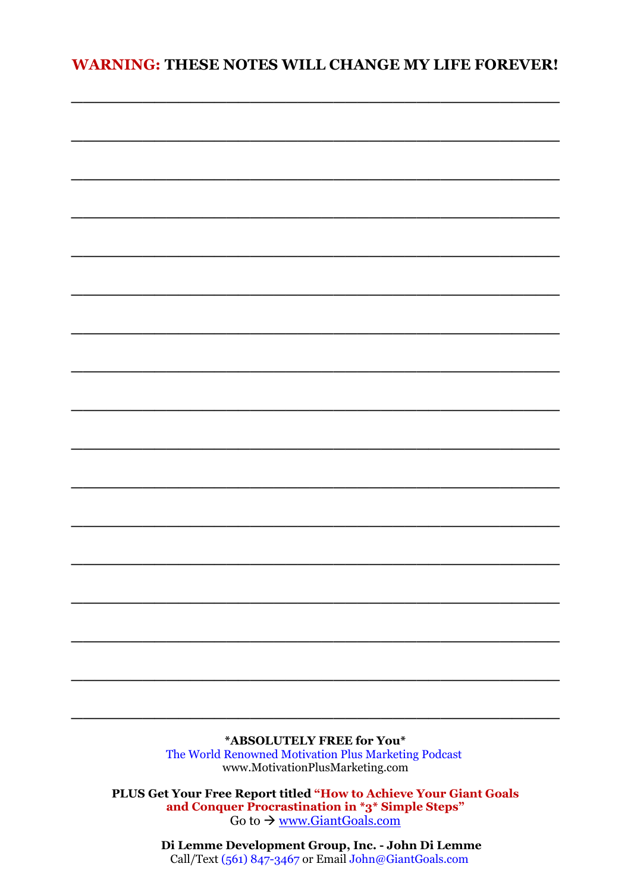**WARNING: THESE NOTES WILL CHANGE MY LIFE FOREVER!**

\_\_\_\_\_\_\_\_\_\_\_\_\_\_\_\_\_\_\_\_\_\_\_\_\_\_\_\_\_\_\_\_\_\_\_\_\_\_\_\_\_\_\_\_\_\_\_\_\_\_\_\_

\_\_\_\_\_\_\_\_\_\_\_\_\_\_\_\_\_\_\_\_\_\_\_\_\_\_\_\_\_\_\_\_\_\_\_\_\_\_\_\_\_\_\_\_\_\_\_\_\_\_\_\_

\_\_\_\_\_\_\_\_\_\_\_\_\_\_\_\_\_\_\_\_\_\_\_\_\_\_\_\_\_\_\_\_\_\_\_\_\_\_\_\_\_\_\_\_\_\_\_\_\_\_\_\_

\_\_\_\_\_\_\_\_\_\_\_\_\_\_\_\_\_\_\_\_\_\_\_\_\_\_\_\_\_\_\_\_\_\_\_\_\_\_\_\_\_\_\_\_\_\_\_\_\_\_\_\_

\_\_\_\_\_\_\_\_\_\_\_\_\_\_\_\_\_\_\_\_\_\_\_\_\_\_\_\_\_\_\_\_\_\_\_\_\_\_\_\_\_\_\_\_\_\_\_\_\_\_\_\_

\_\_\_\_\_\_\_\_\_\_\_\_\_\_\_\_\_\_\_\_\_\_\_\_\_\_\_\_\_\_\_\_\_\_\_\_\_\_\_\_\_\_\_\_\_\_\_\_\_\_\_\_

\_\_\_\_\_\_\_\_\_\_\_\_\_\_\_\_\_\_\_\_\_\_\_\_\_\_\_\_\_\_\_\_\_\_\_\_\_\_\_\_\_\_\_\_\_\_\_\_\_\_\_\_

\_\_\_\_\_\_\_\_\_\_\_\_\_\_\_\_\_\_\_\_\_\_\_\_\_\_\_\_\_\_\_\_\_\_\_\_\_\_\_\_\_\_\_\_\_\_\_\_\_\_\_\_

\_\_\_\_\_\_\_\_\_\_\_\_\_\_\_\_\_\_\_\_\_\_\_\_\_\_\_\_\_\_\_\_\_\_\_\_\_\_\_\_\_\_\_\_\_\_\_\_\_\_\_\_

\_\_\_\_\_\_\_\_\_\_\_\_\_\_\_\_\_\_\_\_\_\_\_\_\_\_\_\_\_\_\_\_\_\_\_\_\_\_\_\_\_\_\_\_\_\_\_\_\_\_\_\_

\_\_\_\_\_\_\_\_\_\_\_\_\_\_\_\_\_\_\_\_\_\_\_\_\_\_\_\_\_\_\_\_\_\_\_\_\_\_\_\_\_\_\_\_\_\_\_\_\_\_\_\_

\_\_\_\_\_\_\_\_\_\_\_\_\_\_\_\_\_\_\_\_\_\_\_\_\_\_\_\_\_\_\_\_\_\_\_\_\_\_\_\_\_\_\_\_\_\_\_\_\_\_\_\_

\_\_\_\_\_\_\_\_\_\_\_\_\_\_\_\_\_\_\_\_\_\_\_\_\_\_\_\_\_\_\_\_\_\_\_\_\_\_\_\_\_\_\_\_\_\_\_\_\_\_\_\_

\_\_\_\_\_\_\_\_\_\_\_\_\_\_\_\_\_\_\_\_\_\_\_\_\_\_\_\_\_\_\_\_\_\_\_\_\_\_\_\_\_\_\_\_\_\_\_\_\_\_\_\_

\_\_\_\_\_\_\_\_\_\_\_\_\_\_\_\_\_\_\_\_\_\_\_\_\_\_\_\_\_\_\_\_\_\_\_\_\_\_\_\_\_\_\_\_\_\_\_\_\_\_\_\_

\_\_\_\_\_\_\_\_\_\_\_\_\_\_\_\_\_\_\_\_\_\_\_\_\_\_\_\_\_\_\_\_\_\_\_\_\_\_\_\_\_\_\_\_\_\_\_\_\_\_\_\_

\_\_\_\_\_\_\_\_\_\_\_\_\_\_\_\_\_\_\_\_\_\_\_\_\_\_\_\_\_\_\_\_\_\_\_\_\_\_\_\_\_\_\_\_\_\_\_\_\_\_\_\_

**\*ABSOLUTELY FREE for You\***
The World Renowned Motivation Plus Marketing Podcast
www.MotivationPlusMarketing.com

**PLUS Get Your Free Report titled "How to Achieve Your Giant Goals and Conquer Procrastination in \*3\* Simple Steps"**
Go to → www.GiantGoals.com

**Di Lemme Development Group, Inc. - John Di Lemme**
Call/Text (561) 847-3467 or Email John@GiantGoals.com